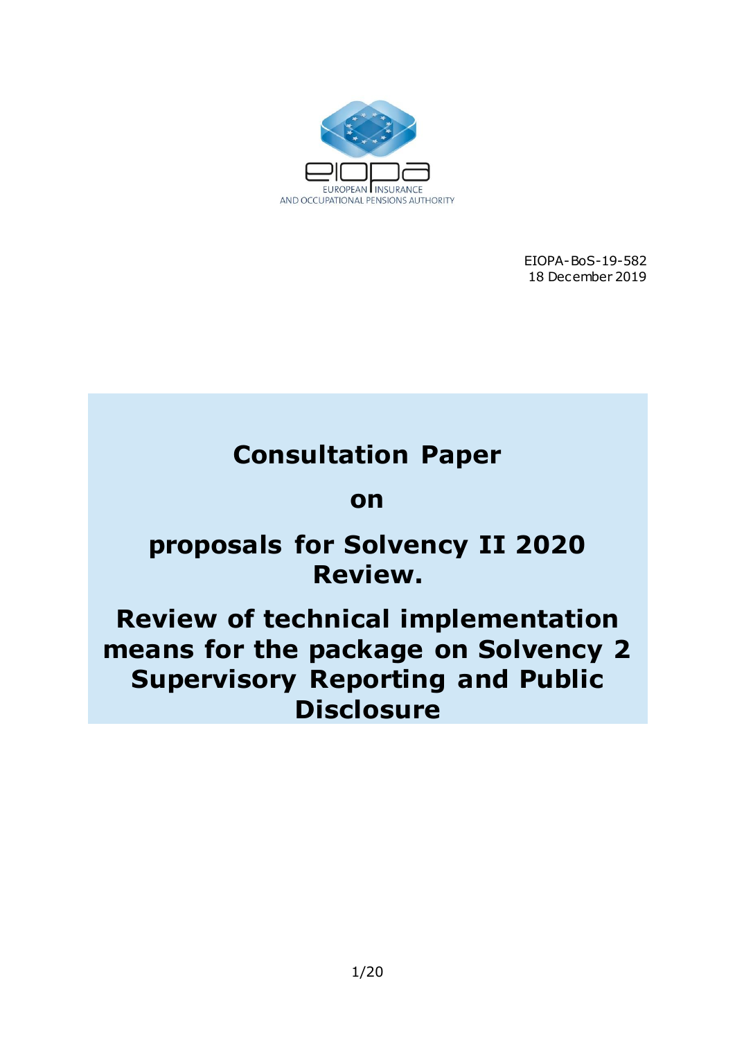EIOPA-BoS-19-582
18 December 2019

# Consultation Paper

# on

# proposals for Solvency II 2020 Review.

# Review of technical implementation means for the package on Solvency 2 Supervisory Reporting and Public Disclosure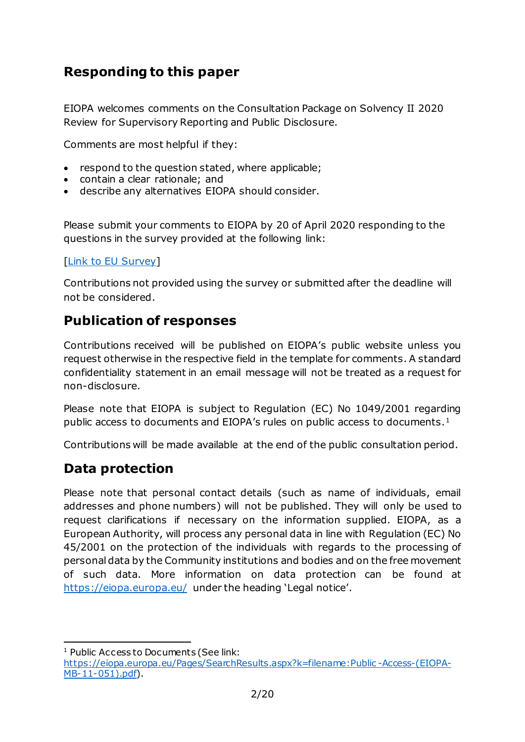## Responding to this paper

EIOPA welcomes comments on the Consultation Package on Solvency II 2020 Review for Supervisory Reporting and Public Disclosure.

Comments are most helpful if they:

- respond to the question stated, where applicable;
- contain a clear rationale; and
- describe any alternatives EIOPA should consider.

Please submit your comments to EIOPA by 20 of April 2020 responding to the questions in the survey provided at the following link:

[Link to EU Survey]

Contributions not provided using the survey or submitted after the deadline will not be considered.

## Publication of responses

Contributions received will be published on EIOPA's public website unless you request otherwise in the respective field in the template for comments. A standard confidentiality statement in an email message will not be treated as a request for non-disclosure.

Please note that EIOPA is subject to Regulation (EC) No 1049/2001 regarding public access to documents and EIOPA's rules on public access to documents.[1]

Contributions will be made available at the end of the public consultation period.

## Data protection

Please note that personal contact details (such as name of individuals, email addresses and phone numbers) will not be published. They will only be used to request clarifications if necessary on the information supplied. EIOPA, as a European Authority, will process any personal data in line with Regulation (EC) No 45/2001 on the protection of the individuals with regards to the processing of personal data by the Community institutions and bodies and on the free movement of such data. More information on data protection can be found at https://eiopa.europa.eu/ under the heading 'Legal notice'.

---

[1] Public Access to Documents (See link: https://eiopa.europa.eu/Pages/SearchResults.aspx?k=filename:Public-Access-(EIOPA-MB-11-051).pdf).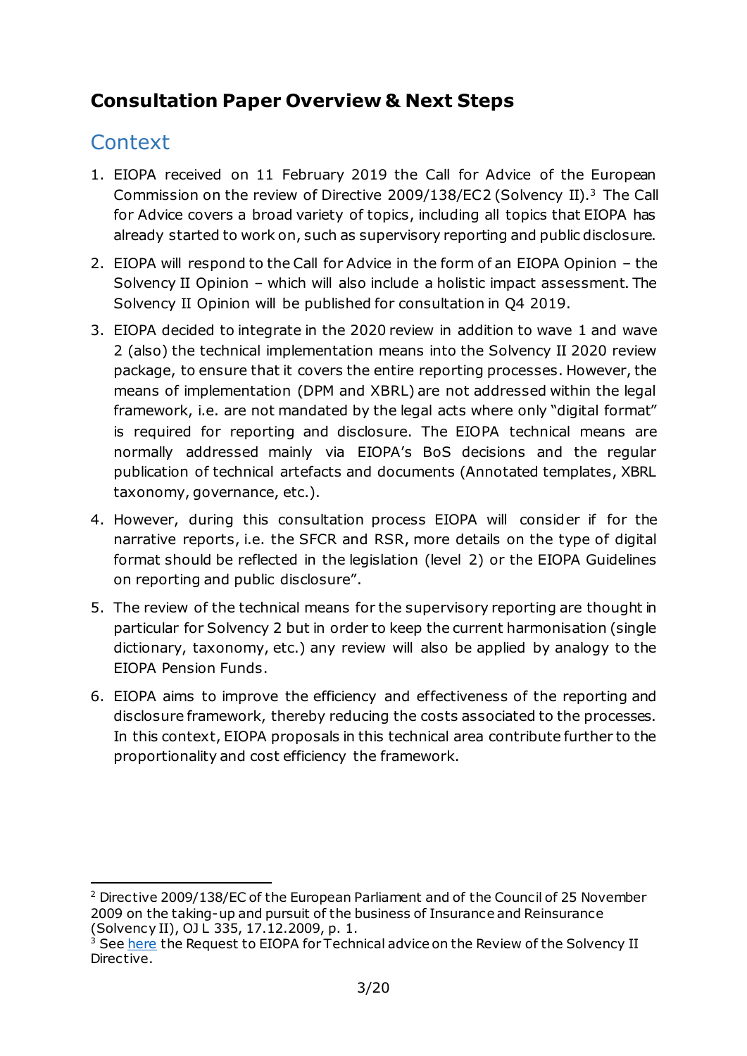## Consultation Paper Overview & Next Steps

## Context

1. EIOPA received on 11 February 2019 the Call for Advice of the European Commission on the review of Directive 2009/138/EC2 (Solvency II).[3] The Call for Advice covers a broad variety of topics, including all topics that EIOPA has already started to work on, such as supervisory reporting and public disclosure.
2. EIOPA will respond to the Call for Advice in the form of an EIOPA Opinion – the Solvency II Opinion – which will also include a holistic impact assessment. The Solvency II Opinion will be published for consultation in Q4 2019.
3. EIOPA decided to integrate in the 2020 review in addition to wave 1 and wave 2 (also) the technical implementation means into the Solvency II 2020 review package, to ensure that it covers the entire reporting processes. However, the means of implementation (DPM and XBRL) are not addressed within the legal framework, i.e. are not mandated by the legal acts where only "digital format" is required for reporting and disclosure. The EIOPA technical means are normally addressed mainly via EIOPA's BoS decisions and the regular publication of technical artefacts and documents (Annotated templates, XBRL taxonomy, governance, etc.).
4. However, during this consultation process EIOPA will consider if for the narrative reports, i.e. the SFCR and RSR, more details on the type of digital format should be reflected in the legislation (level 2) or the EIOPA Guidelines on reporting and public disclosure".
5. The review of the technical means for the supervisory reporting are thought in particular for Solvency 2 but in order to keep the current harmonisation (single dictionary, taxonomy, etc.) any review will also be applied by analogy to the EIOPA Pension Funds.
6. EIOPA aims to improve the efficiency and effectiveness of the reporting and disclosure framework, thereby reducing the costs associated to the processes. In this context, EIOPA proposals in this technical area contribute further to the proportionality and cost efficiency the framework.

---

[2] Directive 2009/138/EC of the European Parliament and of the Council of 25 November 2009 on the taking-up and pursuit of the business of Insurance and Reinsurance (Solvency II), OJ L 335, 17.12.2009, p. 1.

[3] See here the Request to EIOPA for Technical advice on the Review of the Solvency II Directive.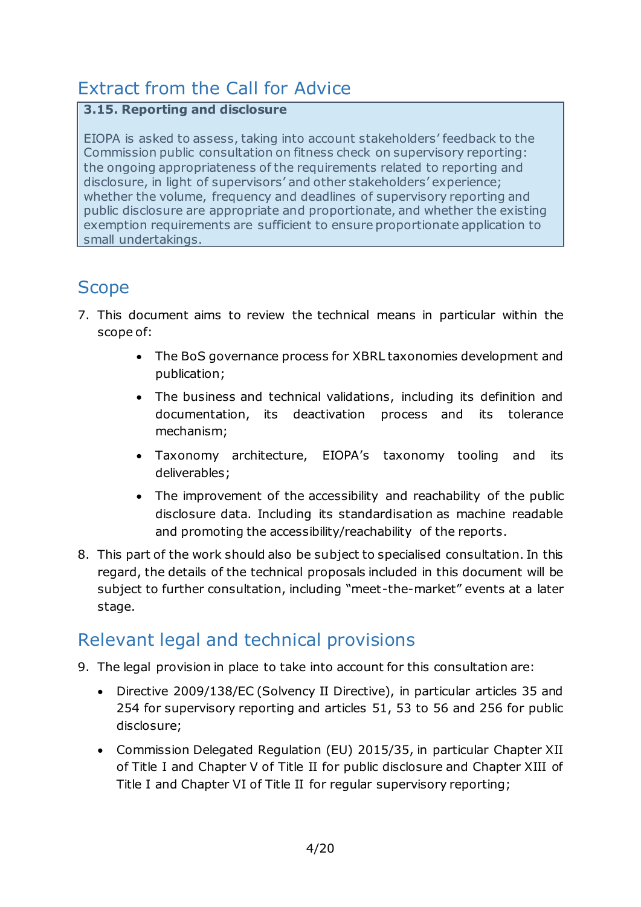## Extract from the Call for Advice

> **3.15. Reporting and disclosure**
>
> EIOPA is asked to assess, taking into account stakeholders' feedback to the Commission public consultation on fitness check on supervisory reporting: the ongoing appropriateness of the requirements related to reporting and disclosure, in light of supervisors' and other stakeholders' experience; whether the volume, frequency and deadlines of supervisory reporting and public disclosure are appropriate and proportionate, and whether the existing exemption requirements are sufficient to ensure proportionate application to small undertakings.

## Scope

7. This document aims to review the technical means in particular within the scope of:
    - The BoS governance process for XBRL taxonomies development and publication;
    - The business and technical validations, including its definition and documentation, its deactivation process and its tolerance mechanism;
    - Taxonomy architecture, EIOPA's taxonomy tooling and its deliverables;
    - The improvement of the accessibility and reachability of the public disclosure data. Including its standardisation as machine readable and promoting the accessibility/reachability of the reports.
8. This part of the work should also be subject to specialised consultation. In this regard, the details of the technical proposals included in this document will be subject to further consultation, including "meet-the-market" events at a later stage.

## Relevant legal and technical provisions

9. The legal provision in place to take into account for this consultation are:
    - Directive 2009/138/EC (Solvency II Directive), in particular articles 35 and 254 for supervisory reporting and articles 51, 53 to 56 and 256 for public disclosure;
    - Commission Delegated Regulation (EU) 2015/35, in particular Chapter XII of Title I and Chapter V of Title II for public disclosure and Chapter XIII of Title I and Chapter VI of Title II for regular supervisory reporting;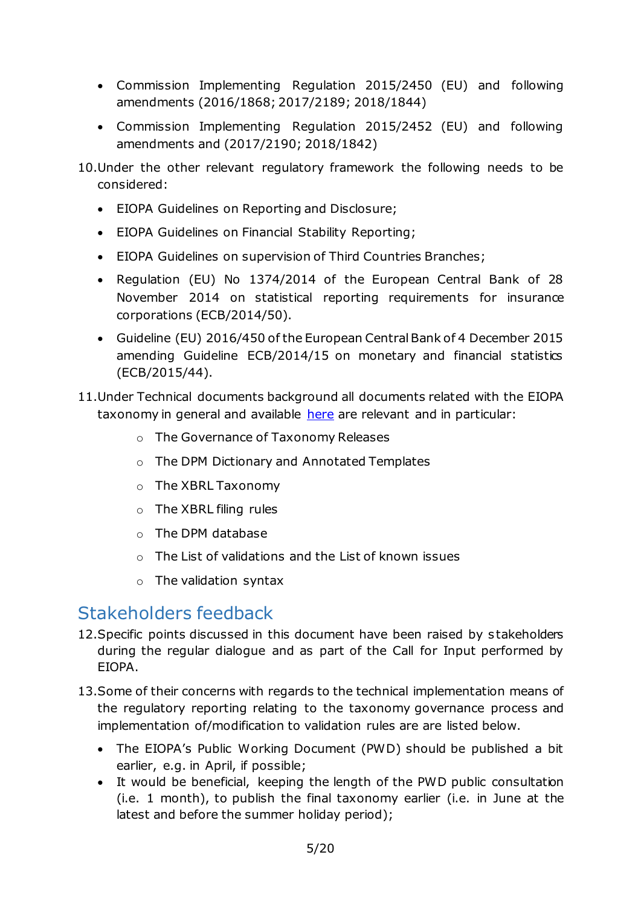- Commission Implementing Regulation 2015/2450 (EU) and following amendments (2016/1868; 2017/2189; 2018/1844)
- Commission Implementing Regulation 2015/2452 (EU) and following amendments and (2017/2190; 2018/1842)

10. Under the other relevant regulatory framework the following needs to be considered:

    - EIOPA Guidelines on Reporting and Disclosure;
    - EIOPA Guidelines on Financial Stability Reporting;
    - EIOPA Guidelines on supervision of Third Countries Branches;
    - Regulation (EU) No 1374/2014 of the European Central Bank of 28 November 2014 on statistical reporting requirements for insurance corporations (ECB/2014/50).
    - Guideline (EU) 2016/450 of the European Central Bank of 4 December 2015 amending Guideline ECB/2014/15 on monetary and financial statistics (ECB/2015/44).

11. Under Technical documents background all documents related with the EIOPA taxonomy in general and available here are relevant and in particular:

    - The Governance of Taxonomy Releases
    - The DPM Dictionary and Annotated Templates
    - The XBRL Taxonomy
    - The XBRL filing rules
    - The DPM database
    - The List of validations and the List of known issues
    - The validation syntax

## Stakeholders feedback

12. Specific points discussed in this document have been raised by stakeholders during the regular dialogue and as part of the Call for Input performed by EIOPA.

13. Some of their concerns with regards to the technical implementation means of the regulatory reporting relating to the taxonomy governance process and implementation of/modification to validation rules are are listed below.

    - The EIOPA's Public Working Document (PWD) should be published a bit earlier, e.g. in April, if possible;
    - It would be beneficial, keeping the length of the PWD public consultation (i.e. 1 month), to publish the final taxonomy earlier (i.e. in June at the latest and before the summer holiday period);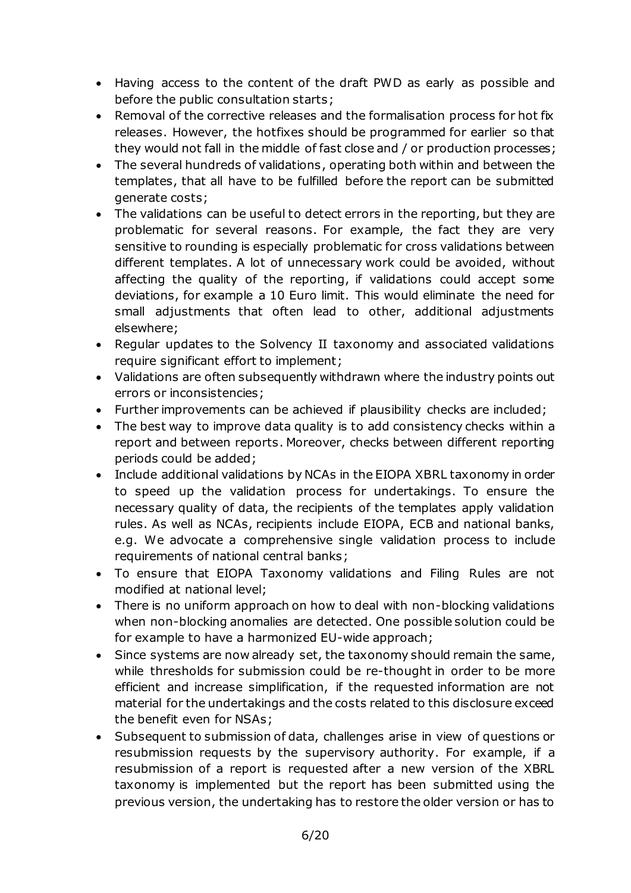- Having access to the content of the draft PWD as early as possible and before the public consultation starts;
- Removal of the corrective releases and the formalisation process for hot fix releases. However, the hotfixes should be programmed for earlier so that they would not fall in the middle of fast close and / or production processes;
- The several hundreds of validations, operating both within and between the templates, that all have to be fulfilled before the report can be submitted generate costs;
- The validations can be useful to detect errors in the reporting, but they are problematic for several reasons. For example, the fact they are very sensitive to rounding is especially problematic for cross validations between different templates. A lot of unnecessary work could be avoided, without affecting the quality of the reporting, if validations could accept some deviations, for example a 10 Euro limit. This would eliminate the need for small adjustments that often lead to other, additional adjustments elsewhere;
- Regular updates to the Solvency II taxonomy and associated validations require significant effort to implement;
- Validations are often subsequently withdrawn where the industry points out errors or inconsistencies;
- Further improvements can be achieved if plausibility checks are included;
- The best way to improve data quality is to add consistency checks within a report and between reports. Moreover, checks between different reporting periods could be added;
- Include additional validations by NCAs in the EIOPA XBRL taxonomy in order to speed up the validation process for undertakings. To ensure the necessary quality of data, the recipients of the templates apply validation rules. As well as NCAs, recipients include EIOPA, ECB and national banks, e.g. We advocate a comprehensive single validation process to include requirements of national central banks;
- To ensure that EIOPA Taxonomy validations and Filing Rules are not modified at national level;
- There is no uniform approach on how to deal with non-blocking validations when non-blocking anomalies are detected. One possible solution could be for example to have a harmonized EU-wide approach;
- Since systems are now already set, the taxonomy should remain the same, while thresholds for submission could be re-thought in order to be more efficient and increase simplification, if the requested information are not material for the undertakings and the costs related to this disclosure exceed the benefit even for NSAs;
- Subsequent to submission of data, challenges arise in view of questions or resubmission requests by the supervisory authority. For example, if a resubmission of a report is requested after a new version of the XBRL taxonomy is implemented but the report has been submitted using the previous version, the undertaking has to restore the older version or has to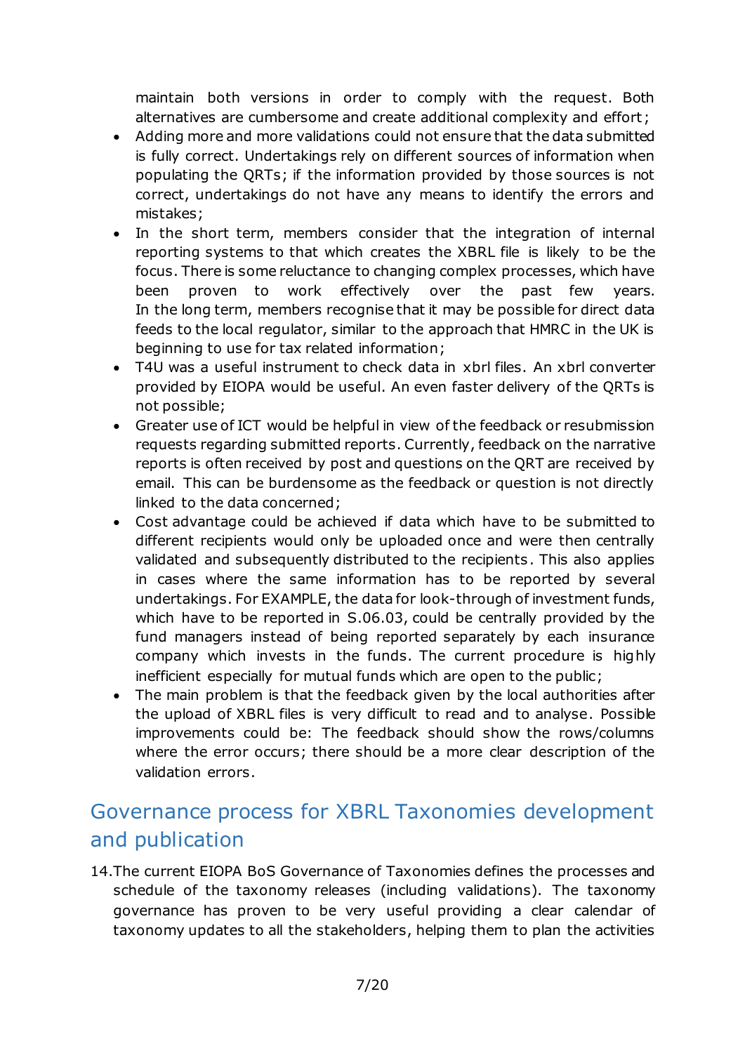maintain both versions in order to comply with the request. Both alternatives are cumbersome and create additional complexity and effort;

- Adding more and more validations could not ensure that the data submitted is fully correct. Undertakings rely on different sources of information when populating the QRTs; if the information provided by those sources is not correct, undertakings do not have any means to identify the errors and mistakes;
- In the short term, members consider that the integration of internal reporting systems to that which creates the XBRL file is likely to be the focus. There is some reluctance to changing complex processes, which have been proven to work effectively over the past few years. In the long term, members recognise that it may be possible for direct data feeds to the local regulator, similar to the approach that HMRC in the UK is beginning to use for tax related information;
- T4U was a useful instrument to check data in xbrl files. An xbrl converter provided by EIOPA would be useful. An even faster delivery of the QRTs is not possible;
- Greater use of ICT would be helpful in view of the feedback or resubmission requests regarding submitted reports. Currently, feedback on the narrative reports is often received by post and questions on the QRT are received by email. This can be burdensome as the feedback or question is not directly linked to the data concerned;
- Cost advantage could be achieved if data which have to be submitted to different recipients would only be uploaded once and were then centrally validated and subsequently distributed to the recipients. This also applies in cases where the same information has to be reported by several undertakings. For EXAMPLE, the data for look-through of investment funds, which have to be reported in S.06.03, could be centrally provided by the fund managers instead of being reported separately by each insurance company which invests in the funds. The current procedure is highly inefficient especially for mutual funds which are open to the public;
- The main problem is that the feedback given by the local authorities after the upload of XBRL files is very difficult to read and to analyse. Possible improvements could be: The feedback should show the rows/columns where the error occurs; there should be a more clear description of the validation errors.

## Governance process for XBRL Taxonomies development and publication

14. The current EIOPA BoS Governance of Taxonomies defines the processes and schedule of the taxonomy releases (including validations). The taxonomy governance has proven to be very useful providing a clear calendar of taxonomy updates to all the stakeholders, helping them to plan the activities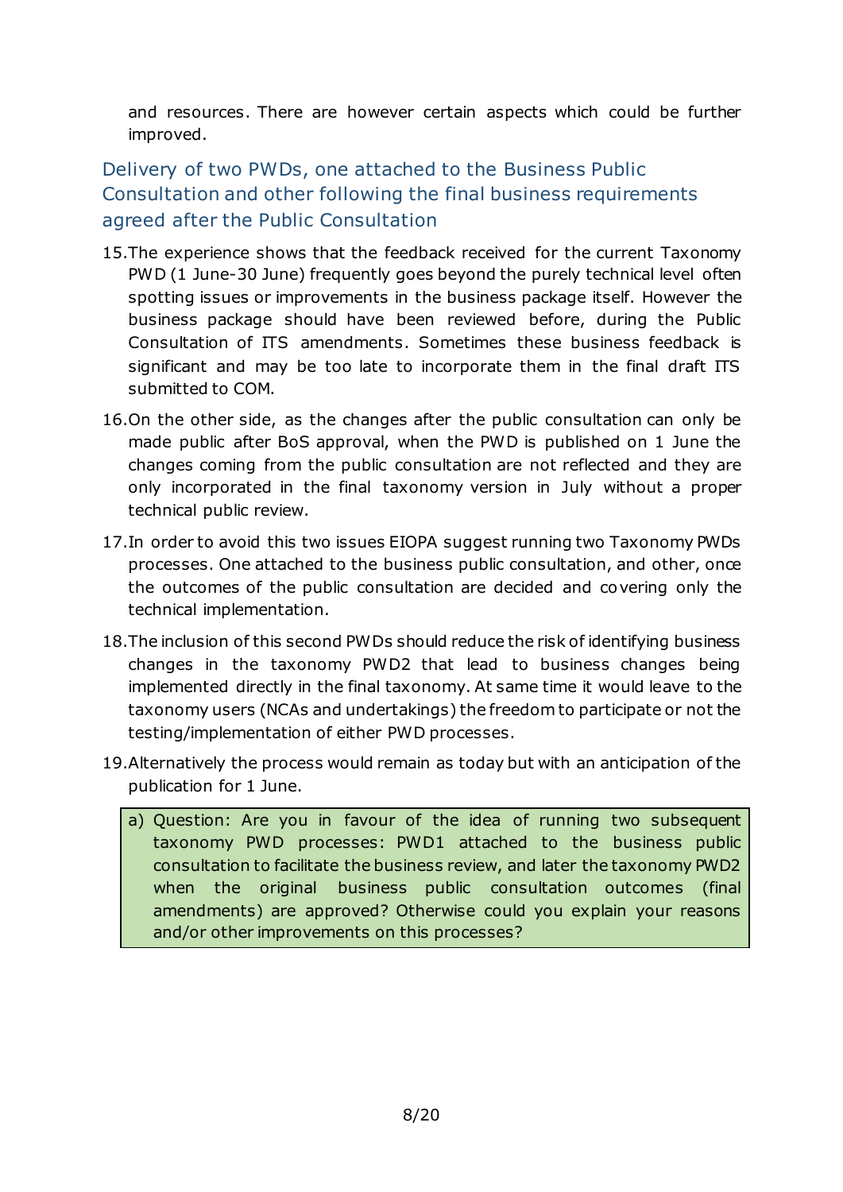and resources. There are however certain aspects which could be further improved.

## Delivery of two PWDs, one attached to the Business Public Consultation and other following the final business requirements agreed after the Public Consultation

15. The experience shows that the feedback received for the current Taxonomy PWD (1 June-30 June) frequently goes beyond the purely technical level often spotting issues or improvements in the business package itself. However the business package should have been reviewed before, during the Public Consultation of ITS amendments. Sometimes these business feedback is significant and may be too late to incorporate them in the final draft ITS submitted to COM.

16. On the other side, as the changes after the public consultation can only be made public after BoS approval, when the PWD is published on 1 June the changes coming from the public consultation are not reflected and they are only incorporated in the final taxonomy version in July without a proper technical public review.

17. In order to avoid this two issues EIOPA suggest running two Taxonomy PWDs processes. One attached to the business public consultation, and other, once the outcomes of the public consultation are decided and covering only the technical implementation.

18. The inclusion of this second PWDs should reduce the risk of identifying business changes in the taxonomy PWD2 that lead to business changes being implemented directly in the final taxonomy. At same time it would leave to the taxonomy users (NCAs and undertakings) the freedom to participate or not the testing/implementation of either PWD processes.

19. Alternatively the process would remain as today but with an anticipation of the publication for 1 June.

a) Question: Are you in favour of the idea of running two subsequent taxonomy PWD processes: PWD1 attached to the business public consultation to facilitate the business review, and later the taxonomy PWD2 when the original business public consultation outcomes (final amendments) are approved? Otherwise could you explain your reasons and/or other improvements on this processes?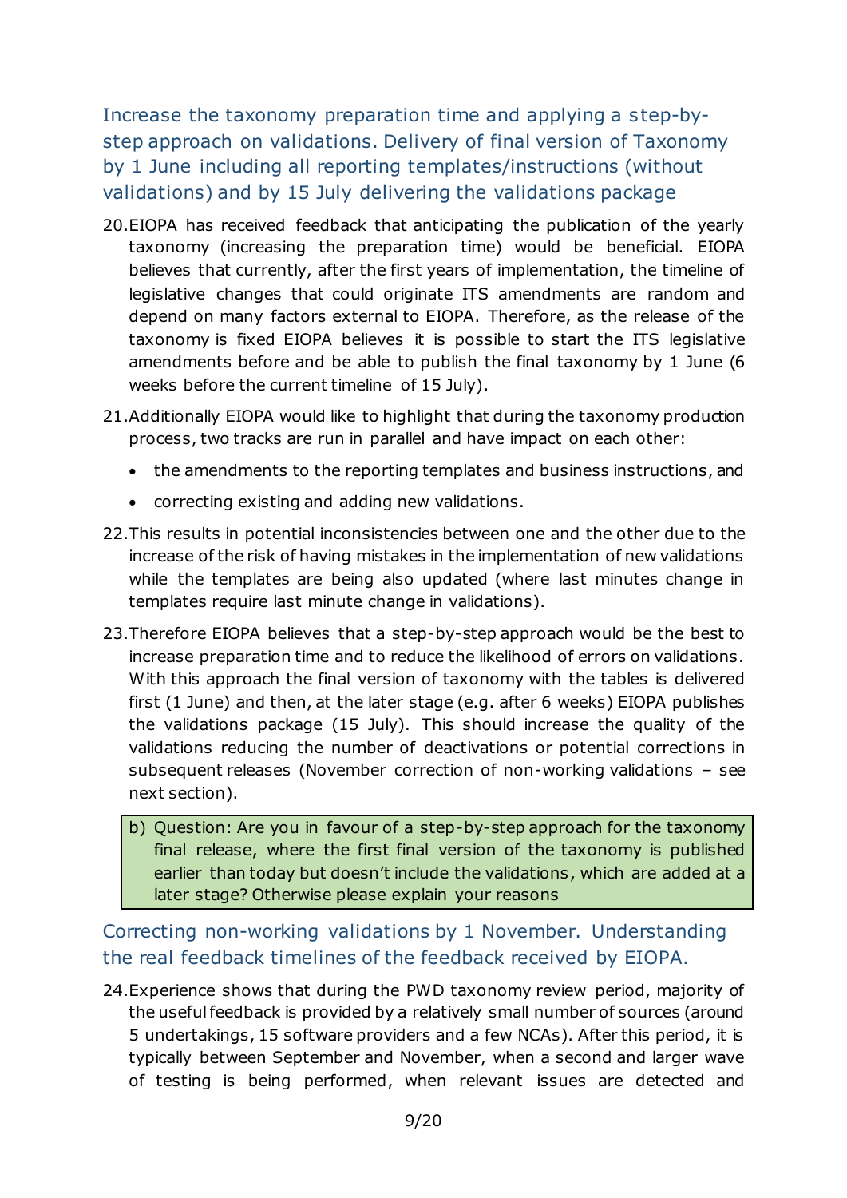### Increase the taxonomy preparation time and applying a step-by-step approach on validations. Delivery of final version of Taxonomy by 1 June including all reporting templates/instructions (without validations) and by 15 July delivering the validations package

20. EIOPA has received feedback that anticipating the publication of the yearly taxonomy (increasing the preparation time) would be beneficial. EIOPA believes that currently, after the first years of implementation, the timeline of legislative changes that could originate ITS amendments are random and depend on many factors external to EIOPA. Therefore, as the release of the taxonomy is fixed EIOPA believes it is possible to start the ITS legislative amendments before and be able to publish the final taxonomy by 1 June (6 weeks before the current timeline of 15 July).

21. Additionally EIOPA would like to highlight that during the taxonomy production process, two tracks are run in parallel and have impact on each other:

   - the amendments to the reporting templates and business instructions, and
   - correcting existing and adding new validations.

22. This results in potential inconsistencies between one and the other due to the increase of the risk of having mistakes in the implementation of new validations while the templates are being also updated (where last minutes change in templates require last minute change in validations).

23. Therefore EIOPA believes that a step-by-step approach would be the best to increase preparation time and to reduce the likelihood of errors on validations. With this approach the final version of taxonomy with the tables is delivered first (1 June) and then, at the later stage (e.g. after 6 weeks) EIOPA publishes the validations package (15 July). This should increase the quality of the validations reducing the number of deactivations or potential corrections in subsequent releases (November correction of non-working validations – see next section).

> b) Question: Are you in favour of a step-by-step approach for the taxonomy final release, where the first final version of the taxonomy is published earlier than today but doesn't include the validations, which are added at a later stage? Otherwise please explain your reasons

### Correcting non-working validations by 1 November. Understanding the real feedback timelines of the feedback received by EIOPA.

24. Experience shows that during the PWD taxonomy review period, majority of the useful feedback is provided by a relatively small number of sources (around 5 undertakings, 15 software providers and a few NCAs). After this period, it is typically between September and November, when a second and larger wave of testing is being performed, when relevant issues are detected and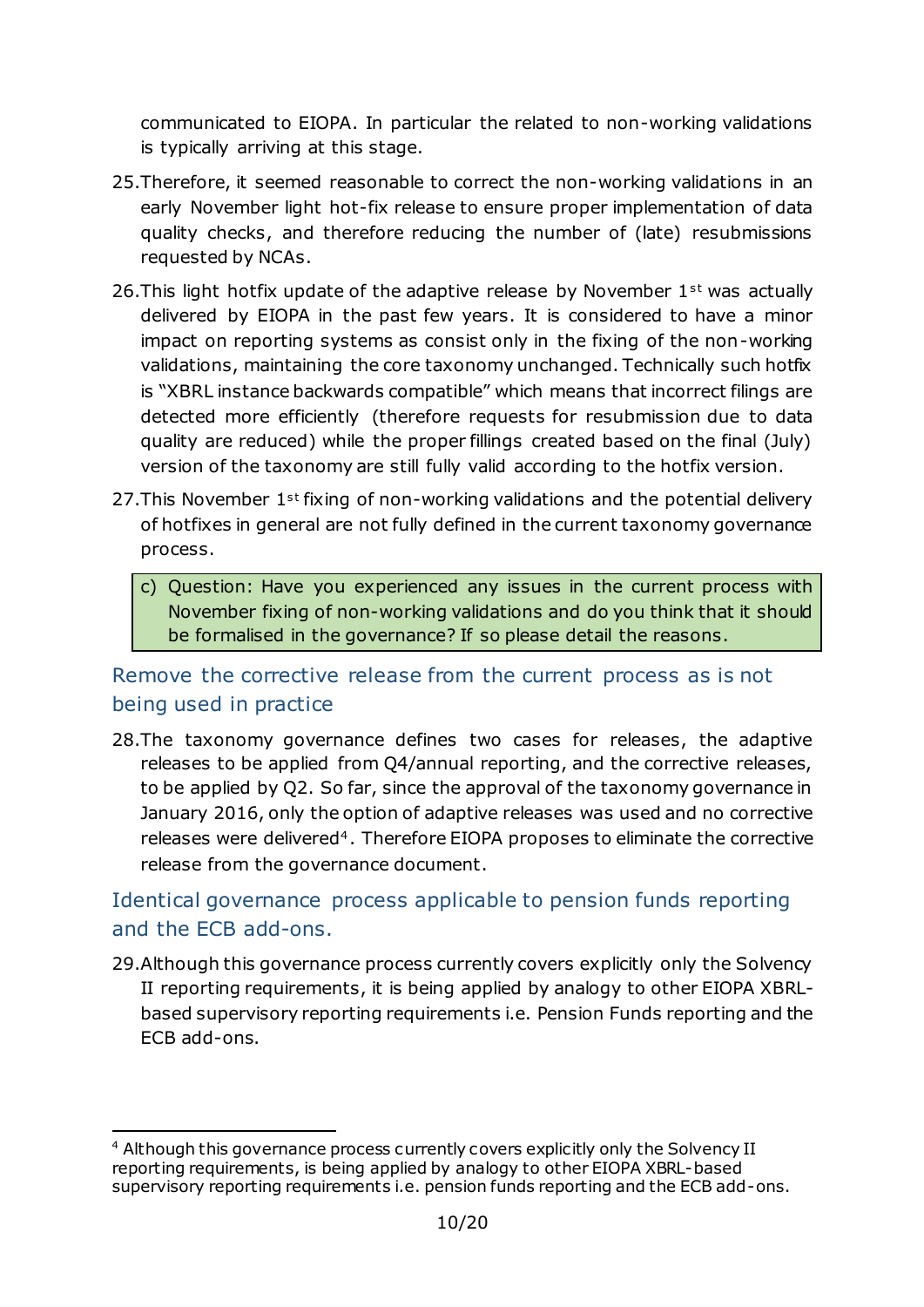communicated to EIOPA. In particular the related to non-working validations is typically arriving at this stage.

25. Therefore, it seemed reasonable to correct the non-working validations in an early November light hot-fix release to ensure proper implementation of data quality checks, and therefore reducing the number of (late) resubmissions requested by NCAs.

26. This light hotfix update of the adaptive release by November 1st was actually delivered by EIOPA in the past few years. It is considered to have a minor impact on reporting systems as consist only in the fixing of the non-working validations, maintaining the core taxonomy unchanged. Technically such hotfix is "XBRL instance backwards compatible" which means that incorrect filings are detected more efficiently (therefore requests for resubmission due to data quality are reduced) while the proper fillings created based on the final (July) version of the taxonomy are still fully valid according to the hotfix version.

27. This November 1st fixing of non-working validations and the potential delivery of hotfixes in general are not fully defined in the current taxonomy governance process.

> c) Question: Have you experienced any issues in the current process with November fixing of non-working validations and do you think that it should be formalised in the governance? If so please detail the reasons.

## Remove the corrective release from the current process as is not being used in practice

28. The taxonomy governance defines two cases for releases, the adaptive releases to be applied from Q4/annual reporting, and the corrective releases, to be applied by Q2. So far, since the approval of the taxonomy governance in January 2016, only the option of adaptive releases was used and no corrective releases were delivered[4]. Therefore EIOPA proposes to eliminate the corrective release from the governance document.

## Identical governance process applicable to pension funds reporting and the ECB add-ons.

29. Although this governance process currently covers explicitly only the Solvency II reporting requirements, it is being applied by analogy to other EIOPA XBRL-based supervisory reporting requirements i.e. Pension Funds reporting and the ECB add-ons.

---

[4] Although this governance process currently covers explicitly only the Solvency II reporting requirements, is being applied by analogy to other EIOPA XBRL-based supervisory reporting requirements i.e. pension funds reporting and the ECB add-ons.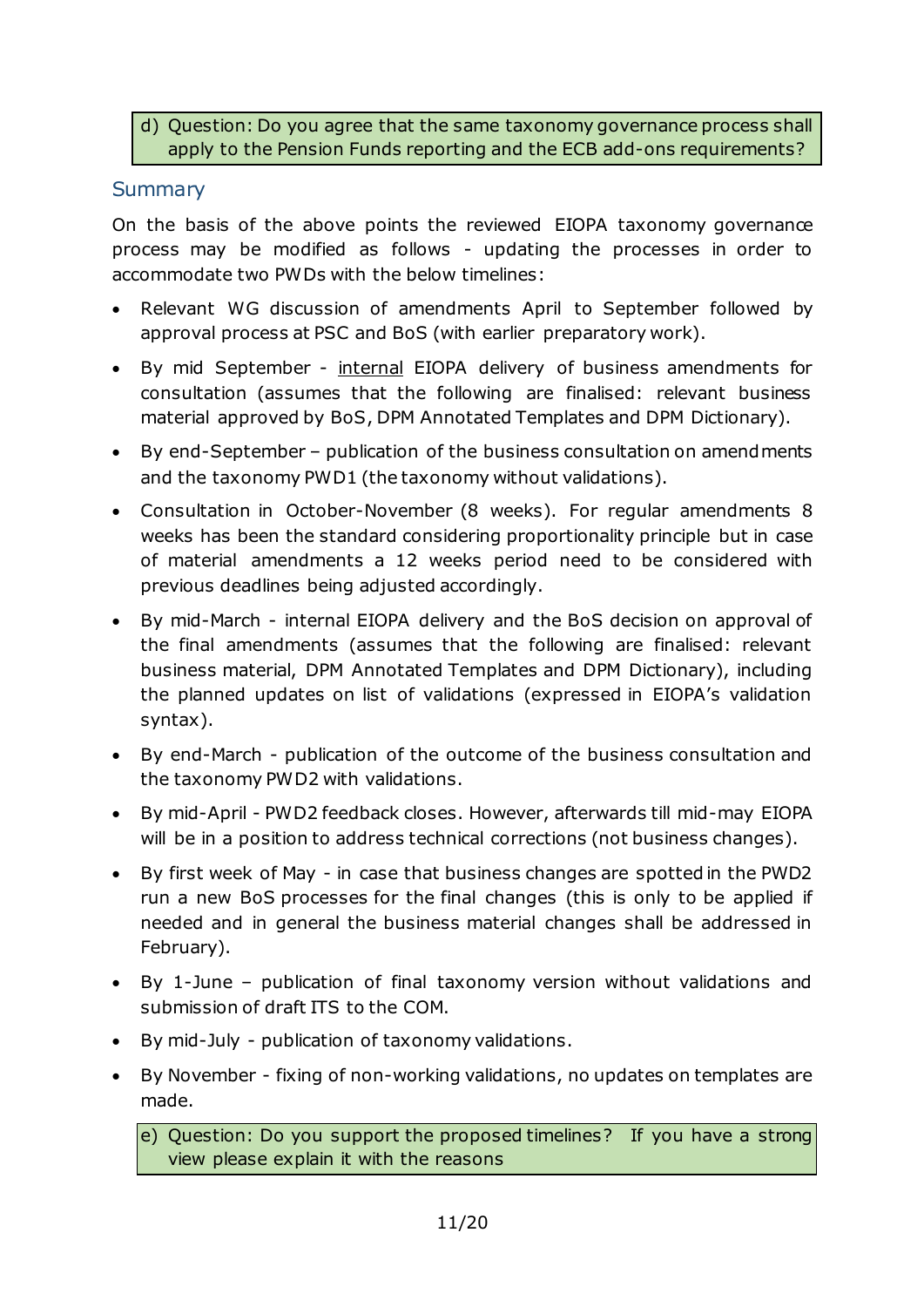> d) Question: Do you agree that the same taxonomy governance process shall apply to the Pension Funds reporting and the ECB add-ons requirements?

## Summary

On the basis of the above points the reviewed EIOPA taxonomy governance process may be modified as follows - updating the processes in order to accommodate two PWDs with the below timelines:

- Relevant WG discussion of amendments April to September followed by approval process at PSC and BoS (with earlier preparatory work).
- By mid September - internal EIOPA delivery of business amendments for consultation (assumes that the following are finalised: relevant business material approved by BoS, DPM Annotated Templates and DPM Dictionary).
- By end-September – publication of the business consultation on amendments and the taxonomy PWD1 (the taxonomy without validations).
- Consultation in October-November (8 weeks). For regular amendments 8 weeks has been the standard considering proportionality principle but in case of material amendments a 12 weeks period need to be considered with previous deadlines being adjusted accordingly.
- By mid-March - internal EIOPA delivery and the BoS decision on approval of the final amendments (assumes that the following are finalised: relevant business material, DPM Annotated Templates and DPM Dictionary), including the planned updates on list of validations (expressed in EIOPA's validation syntax).
- By end-March - publication of the outcome of the business consultation and the taxonomy PWD2 with validations.
- By mid-April - PWD2 feedback closes. However, afterwards till mid-may EIOPA will be in a position to address technical corrections (not business changes).
- By first week of May - in case that business changes are spotted in the PWD2 run a new BoS processes for the final changes (this is only to be applied if needed and in general the business material changes shall be addressed in February).
- By 1-June – publication of final taxonomy version without validations and submission of draft ITS to the COM.
- By mid-July - publication of taxonomy validations.
- By November - fixing of non-working validations, no updates on templates are made.

> e) Question: Do you support the proposed timelines? If you have a strong view please explain it with the reasons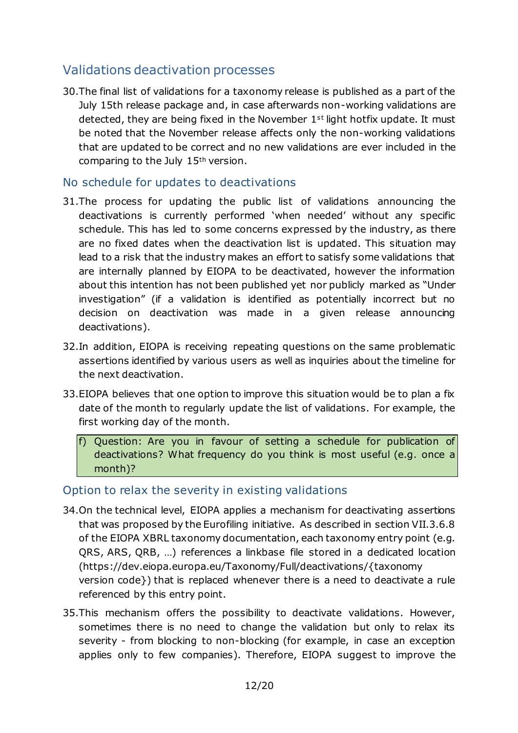## Validations deactivation processes

30. The final list of validations for a taxonomy release is published as a part of the July 15th release package and, in case afterwards non-working validations are detected, they are being fixed in the November 1st light hotfix update. It must be noted that the November release affects only the non-working validations that are updated to be correct and no new validations are ever included in the comparing to the July 15th version.

## No schedule for updates to deactivations

31. The process for updating the public list of validations announcing the deactivations is currently performed 'when needed' without any specific schedule. This has led to some concerns expressed by the industry, as there are no fixed dates when the deactivation list is updated. This situation may lead to a risk that the industry makes an effort to satisfy some validations that are internally planned by EIOPA to be deactivated, however the information about this intention has not been published yet nor publicly marked as "Under investigation" (if a validation is identified as potentially incorrect but no decision on deactivation was made in a given release announcing deactivations).

32. In addition, EIOPA is receiving repeating questions on the same problematic assertions identified by various users as well as inquiries about the timeline for the next deactivation.

33. EIOPA believes that one option to improve this situation would be to plan a fix date of the month to regularly update the list of validations. For example, the first working day of the month.

> f) Question: Are you in favour of setting a schedule for publication of deactivations? What frequency do you think is most useful (e.g. once a month)?

## Option to relax the severity in existing validations

34. On the technical level, EIOPA applies a mechanism for deactivating assertions that was proposed by the Eurofiling initiative. As described in section VII.3.6.8 of the EIOPA XBRL taxonomy documentation, each taxonomy entry point (e.g. QRS, ARS, QRB, …) references a linkbase file stored in a dedicated location (https://dev.eiopa.europa.eu/Taxonomy/Full/deactivations/{taxonomy version code}) that is replaced whenever there is a need to deactivate a rule referenced by this entry point.

35. This mechanism offers the possibility to deactivate validations. However, sometimes there is no need to change the validation but only to relax its severity - from blocking to non-blocking (for example, in case an exception applies only to few companies). Therefore, EIOPA suggest to improve the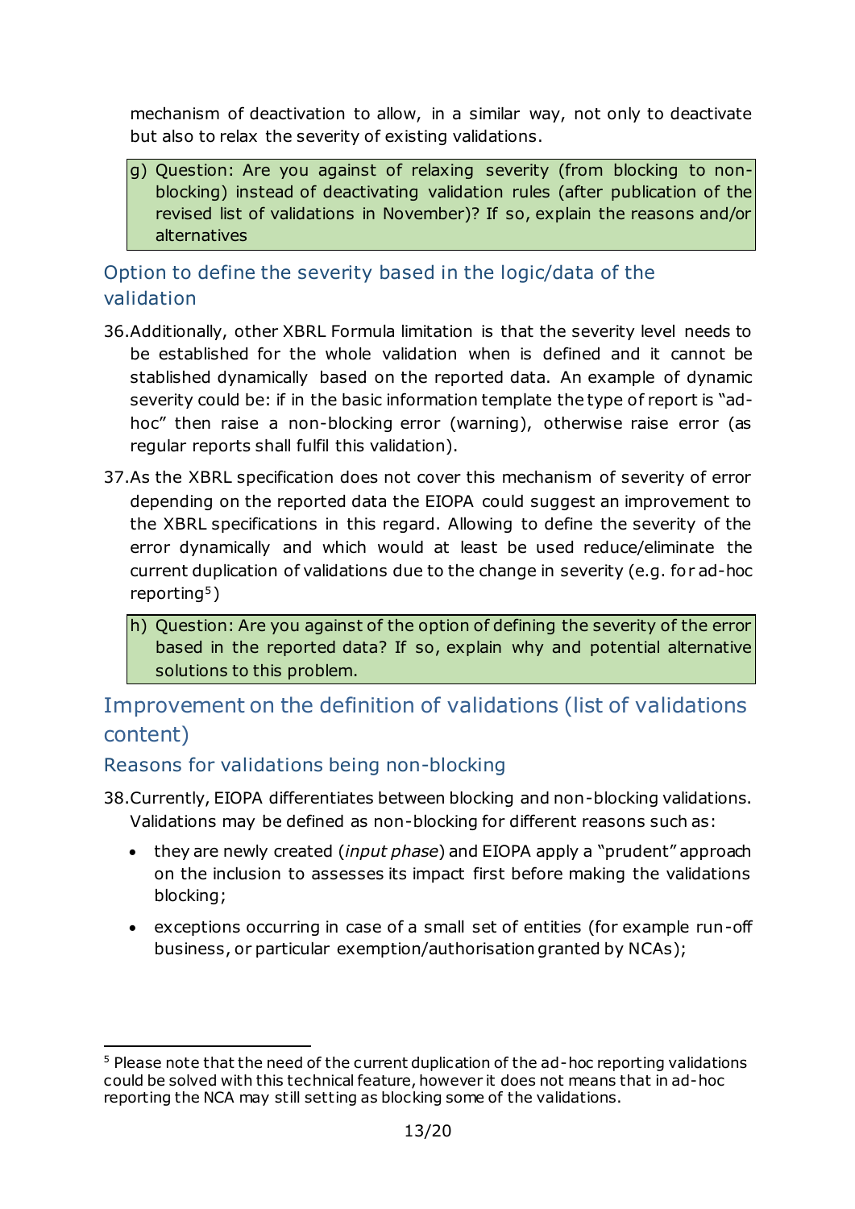mechanism of deactivation to allow, in a similar way, not only to deactivate but also to relax the severity of existing validations.

> g) Question: Are you against of relaxing severity (from blocking to non-blocking) instead of deactivating validation rules (after publication of the revised list of validations in November)? If so, explain the reasons and/or alternatives

### Option to define the severity based in the logic/data of the validation

36. Additionally, other XBRL Formula limitation is that the severity level needs to be established for the whole validation when is defined and it cannot be stablished dynamically based on the reported data. An example of dynamic severity could be: if in the basic information template the type of report is "ad-hoc" then raise a non-blocking error (warning), otherwise raise error (as regular reports shall fulfil this validation).

37. As the XBRL specification does not cover this mechanism of severity of error depending on the reported data the EIOPA could suggest an improvement to the XBRL specifications in this regard. Allowing to define the severity of the error dynamically and which would at least be used reduce/eliminate the current duplication of validations due to the change in severity (e.g. for ad-hoc reporting[5])

> h) Question: Are you against of the option of defining the severity of the error based in the reported data? If so, explain why and potential alternative solutions to this problem.

## Improvement on the definition of validations (list of validations content)

### Reasons for validations being non-blocking

38. Currently, EIOPA differentiates between blocking and non-blocking validations. Validations may be defined as non-blocking for different reasons such as:

- they are newly created (*input phase*) and EIOPA apply a "prudent" approach on the inclusion to assesses its impact first before making the validations blocking;
- exceptions occurring in case of a small set of entities (for example run-off business, or particular exemption/authorisation granted by NCAs);

---

[5] Please note that the need of the current duplication of the ad-hoc reporting validations could be solved with this technical feature, however it does not means that in ad-hoc reporting the NCA may still setting as blocking some of the validations.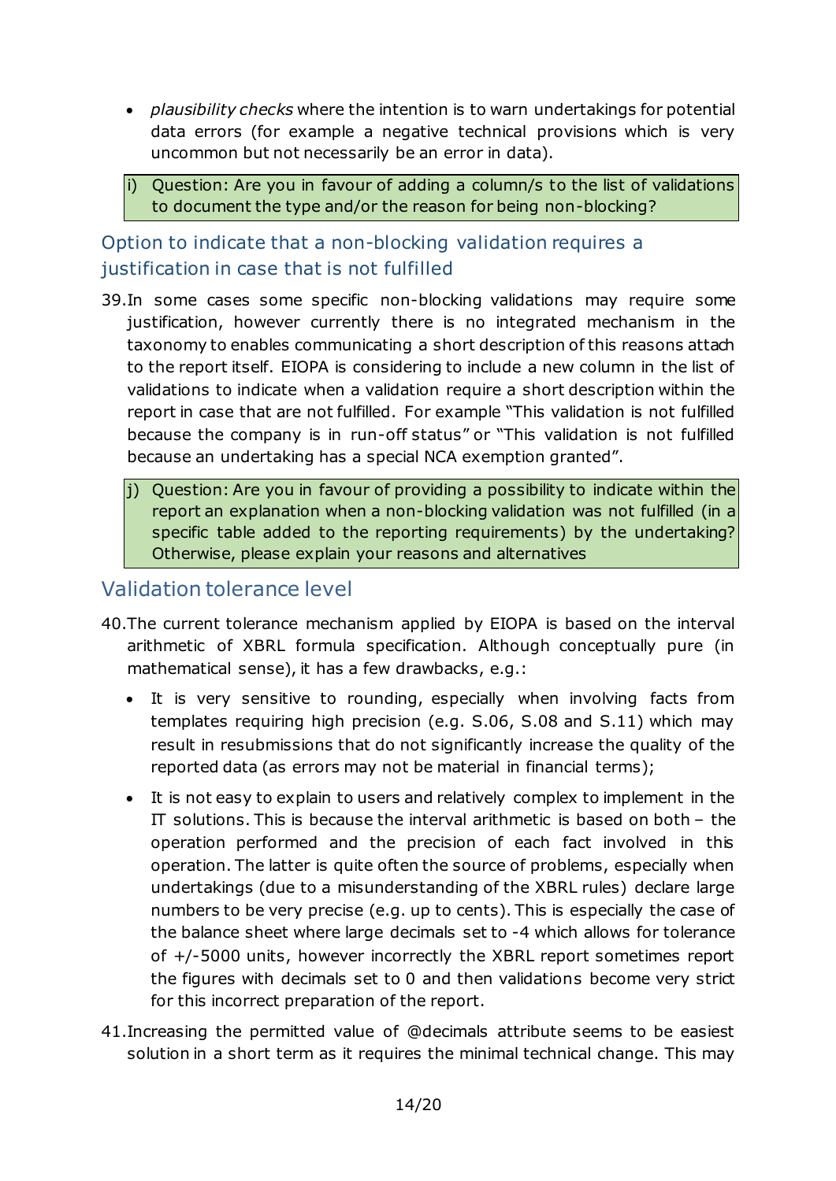- *plausibility checks* where the intention is to warn undertakings for potential data errors (for example a negative technical provisions which is very uncommon but not necessarily be an error in data).

> i) Question: Are you in favour of adding a column/s to the list of validations to document the type and/or the reason for being non-blocking?

## Option to indicate that a non-blocking validation requires a justification in case that is not fulfilled

39. In some cases some specific non-blocking validations may require some justification, however currently there is no integrated mechanism in the taxonomy to enables communicating a short description of this reasons attach to the report itself. EIOPA is considering to include a new column in the list of validations to indicate when a validation require a short description within the report in case that are not fulfilled. For example "This validation is not fulfilled because the company is in run-off status" or "This validation is not fulfilled because an undertaking has a special NCA exemption granted".

> j) Question: Are you in favour of providing a possibility to indicate within the report an explanation when a non-blocking validation was not fulfilled (in a specific table added to the reporting requirements) by the undertaking? Otherwise, please explain your reasons and alternatives

## Validation tolerance level

40. The current tolerance mechanism applied by EIOPA is based on the interval arithmetic of XBRL formula specification. Although conceptually pure (in mathematical sense), it has a few drawbacks, e.g.:
    - It is very sensitive to rounding, especially when involving facts from templates requiring high precision (e.g. S.06, S.08 and S.11) which may result in resubmissions that do not significantly increase the quality of the reported data (as errors may not be material in financial terms);
    - It is not easy to explain to users and relatively complex to implement in the IT solutions. This is because the interval arithmetic is based on both – the operation performed and the precision of each fact involved in this operation. The latter is quite often the source of problems, especially when undertakings (due to a misunderstanding of the XBRL rules) declare large numbers to be very precise (e.g. up to cents). This is especially the case of the balance sheet where large decimals set to -4 which allows for tolerance of +/-5000 units, however incorrectly the XBRL report sometimes report the figures with decimals set to 0 and then validations become very strict for this incorrect preparation of the report.

41. Increasing the permitted value of @decimals attribute seems to be easiest solution in a short term as it requires the minimal technical change. This may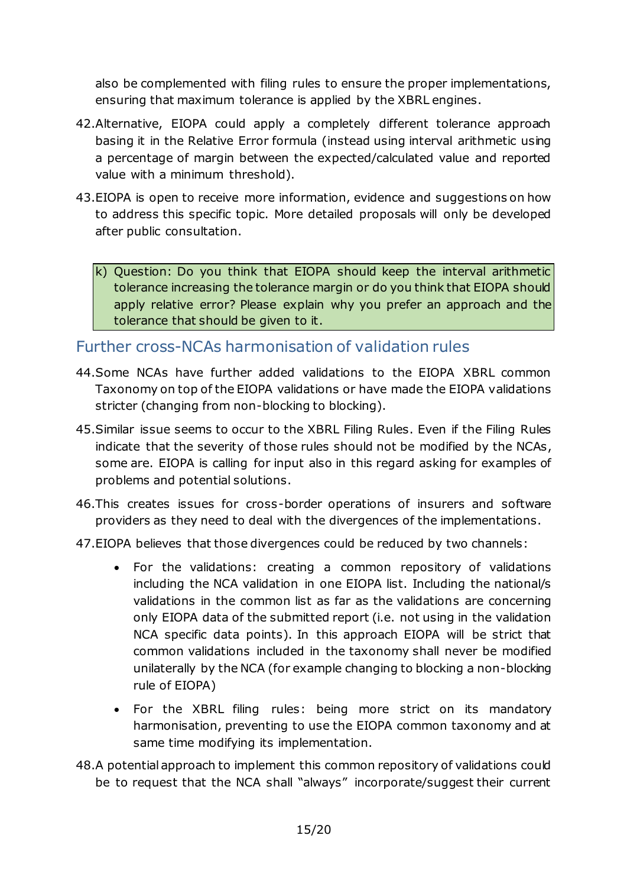also be complemented with filing rules to ensure the proper implementations, ensuring that maximum tolerance is applied by the XBRL engines.

42. Alternative, EIOPA could apply a completely different tolerance approach basing it in the Relative Error formula (instead using interval arithmetic using a percentage of margin between the expected/calculated value and reported value with a minimum threshold).

43. EIOPA is open to receive more information, evidence and suggestions on how to address this specific topic. More detailed proposals will only be developed after public consultation.

> k) Question: Do you think that EIOPA should keep the interval arithmetic tolerance increasing the tolerance margin or do you think that EIOPA should apply relative error? Please explain why you prefer an approach and the tolerance that should be given to it.

## Further cross-NCAs harmonisation of validation rules

44. Some NCAs have further added validations to the EIOPA XBRL common Taxonomy on top of the EIOPA validations or have made the EIOPA validations stricter (changing from non-blocking to blocking).

45. Similar issue seems to occur to the XBRL Filing Rules. Even if the Filing Rules indicate that the severity of those rules should not be modified by the NCAs, some are. EIOPA is calling for input also in this regard asking for examples of problems and potential solutions.

46. This creates issues for cross-border operations of insurers and software providers as they need to deal with the divergences of the implementations.

47. EIOPA believes that those divergences could be reduced by two channels:

    - For the validations: creating a common repository of validations including the NCA validation in one EIOPA list. Including the national/s validations in the common list as far as the validations are concerning only EIOPA data of the submitted report (i.e. not using in the validation NCA specific data points). In this approach EIOPA will be strict that common validations included in the taxonomy shall never be modified unilaterally by the NCA (for example changing to blocking a non-blocking rule of EIOPA)
    - For the XBRL filing rules: being more strict on its mandatory harmonisation, preventing to use the EIOPA common taxonomy and at same time modifying its implementation.

48. A potential approach to implement this common repository of validations could be to request that the NCA shall "always" incorporate/suggest their current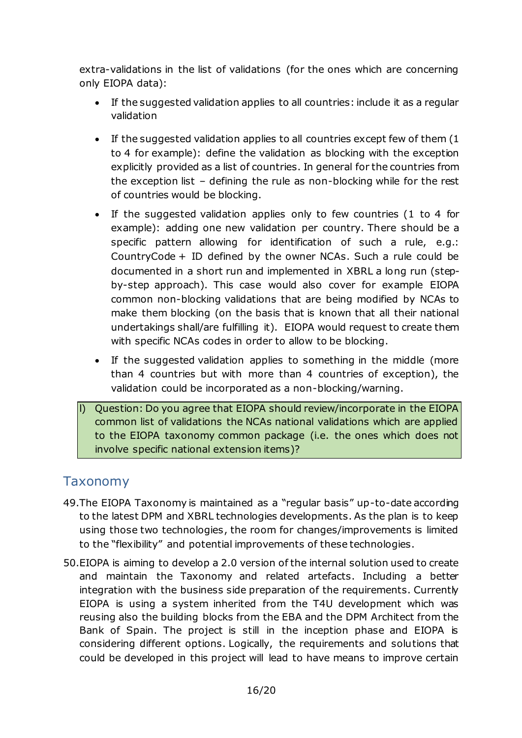extra-validations in the list of validations (for the ones which are concerning only EIOPA data):

- If the suggested validation applies to all countries: include it as a regular validation
- If the suggested validation applies to all countries except few of them (1 to 4 for example): define the validation as blocking with the exception explicitly provided as a list of countries. In general for the countries from the exception list – defining the rule as non-blocking while for the rest of countries would be blocking.
- If the suggested validation applies only to few countries (1 to 4 for example): adding one new validation per country. There should be a specific pattern allowing for identification of such a rule, e.g.: CountryCode + ID defined by the owner NCAs. Such a rule could be documented in a short run and implemented in XBRL a long run (step-by-step approach). This case would also cover for example EIOPA common non-blocking validations that are being modified by NCAs to make them blocking (on the basis that is known that all their national undertakings shall/are fulfilling it). EIOPA would request to create them with specific NCAs codes in order to allow to be blocking.
- If the suggested validation applies to something in the middle (more than 4 countries but with more than 4 countries of exception), the validation could be incorporated as a non-blocking/warning.

l) Question: Do you agree that EIOPA should review/incorporate in the EIOPA common list of validations the NCAs national validations which are applied to the EIOPA taxonomy common package (i.e. the ones which does not involve specific national extension items)?

## Taxonomy

49. The EIOPA Taxonomy is maintained as a "regular basis" up-to-date according to the latest DPM and XBRL technologies developments. As the plan is to keep using those two technologies, the room for changes/improvements is limited to the "flexibility" and potential improvements of these technologies.

50. EIOPA is aiming to develop a 2.0 version of the internal solution used to create and maintain the Taxonomy and related artefacts. Including a better integration with the business side preparation of the requirements. Currently EIOPA is using a system inherited from the T4U development which was reusing also the building blocks from the EBA and the DPM Architect from the Bank of Spain. The project is still in the inception phase and EIOPA is considering different options. Logically, the requirements and solutions that could be developed in this project will lead to have means to improve certain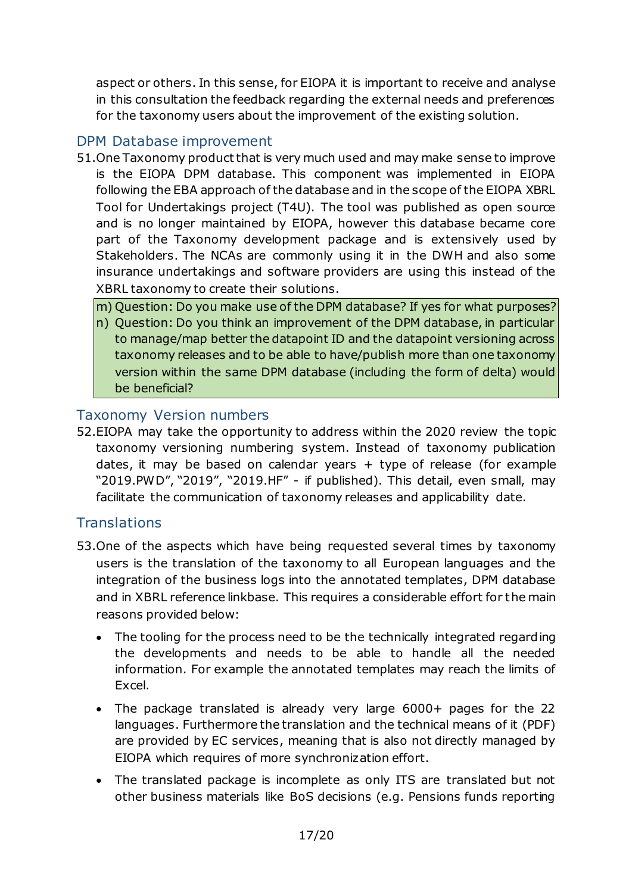aspect or others. In this sense, for EIOPA it is important to receive and analyse in this consultation the feedback regarding the external needs and preferences for the taxonomy users about the improvement of the existing solution.

## DPM Database improvement

51. One Taxonomy product that is very much used and may make sense to improve is the EIOPA DPM database. This component was implemented in EIOPA following the EBA approach of the database and in the scope of the EIOPA XBRL Tool for Undertakings project (T4U). The tool was published as open source and is no longer maintained by EIOPA, however this database became core part of the Taxonomy development package and is extensively used by Stakeholders. The NCAs are commonly using it in the DWH and also some insurance undertakings and software providers are using this instead of the XBRL taxonomy to create their solutions.

m) Question: Do you make use of the DPM database? If yes for what purposes?

n) Question: Do you think an improvement of the DPM database, in particular to manage/map better the datapoint ID and the datapoint versioning across taxonomy releases and to be able to have/publish more than one taxonomy version within the same DPM database (including the form of delta) would be beneficial?

## Taxonomy Version numbers

52. EIOPA may take the opportunity to address within the 2020 review the topic taxonomy versioning numbering system. Instead of taxonomy publication dates, it may be based on calendar years + type of release (for example "2019.PWD", "2019", "2019.HF" - if published). This detail, even small, may facilitate the communication of taxonomy releases and applicability date.

## Translations

53. One of the aspects which have being requested several times by taxonomy users is the translation of the taxonomy to all European languages and the integration of the business logs into the annotated templates, DPM database and in XBRL reference linkbase. This requires a considerable effort for the main reasons provided below:

- The tooling for the process need to be the technically integrated regarding the developments and needs to be able to handle all the needed information. For example the annotated templates may reach the limits of Excel.
- The package translated is already very large 6000+ pages for the 22 languages. Furthermore the translation and the technical means of it (PDF) are provided by EC services, meaning that is also not directly managed by EIOPA which requires of more synchronization effort.
- The translated package is incomplete as only ITS are translated but not other business materials like BoS decisions (e.g. Pensions funds reporting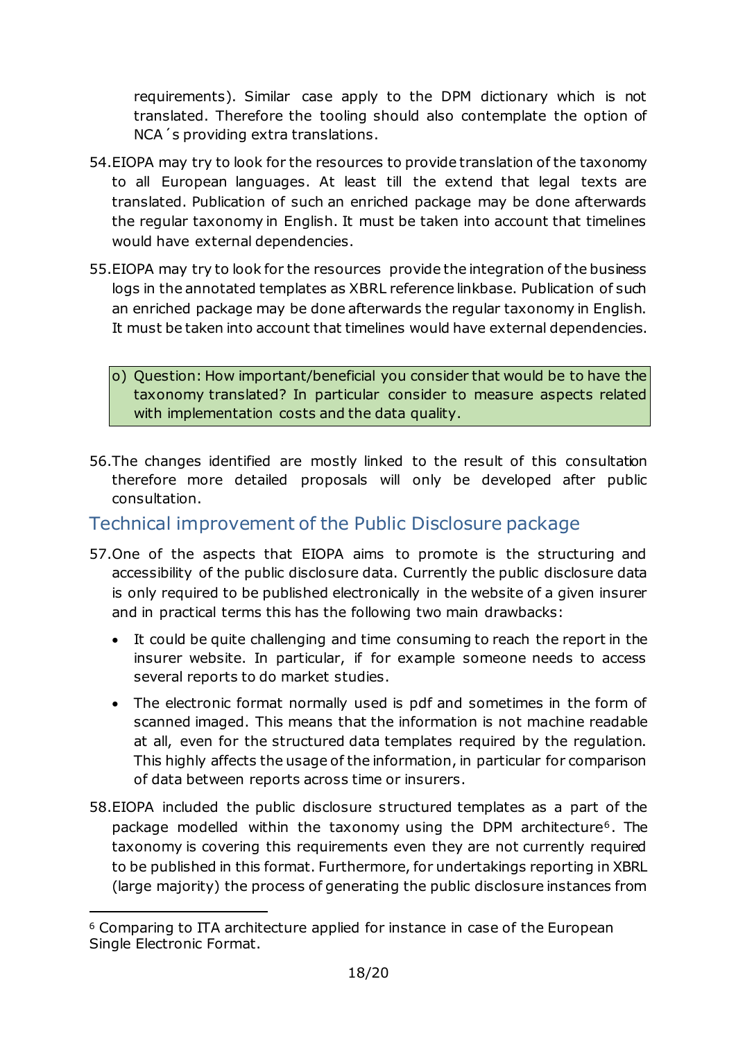requirements). Similar case apply to the DPM dictionary which is not translated. Therefore the tooling should also contemplate the option of NCA´s providing extra translations.

54. EIOPA may try to look for the resources to provide translation of the taxonomy to all European languages. At least till the extend that legal texts are translated. Publication of such an enriched package may be done afterwards the regular taxonomy in English. It must be taken into account that timelines would have external dependencies.

55. EIOPA may try to look for the resources provide the integration of the business logs in the annotated templates as XBRL reference linkbase. Publication of such an enriched package may be done afterwards the regular taxonomy in English. It must be taken into account that timelines would have external dependencies.

> o) Question: How important/beneficial you consider that would be to have the taxonomy translated? In particular consider to measure aspects related with implementation costs and the data quality.

56. The changes identified are mostly linked to the result of this consultation therefore more detailed proposals will only be developed after public consultation.

## Technical improvement of the Public Disclosure package

57. One of the aspects that EIOPA aims to promote is the structuring and accessibility of the public disclosure data. Currently the public disclosure data is only required to be published electronically in the website of a given insurer and in practical terms this has the following two main drawbacks:

- It could be quite challenging and time consuming to reach the report in the insurer website. In particular, if for example someone needs to access several reports to do market studies.
- The electronic format normally used is pdf and sometimes in the form of scanned imaged. This means that the information is not machine readable at all, even for the structured data templates required by the regulation. This highly affects the usage of the information, in particular for comparison of data between reports across time or insurers.

58. EIOPA included the public disclosure structured templates as a part of the package modelled within the taxonomy using the DPM architecture[6]. The taxonomy is covering this requirements even they are not currently required to be published in this format. Furthermore, for undertakings reporting in XBRL (large majority) the process of generating the public disclosure instances from

[6] Comparing to ITA architecture applied for instance in case of the European Single Electronic Format.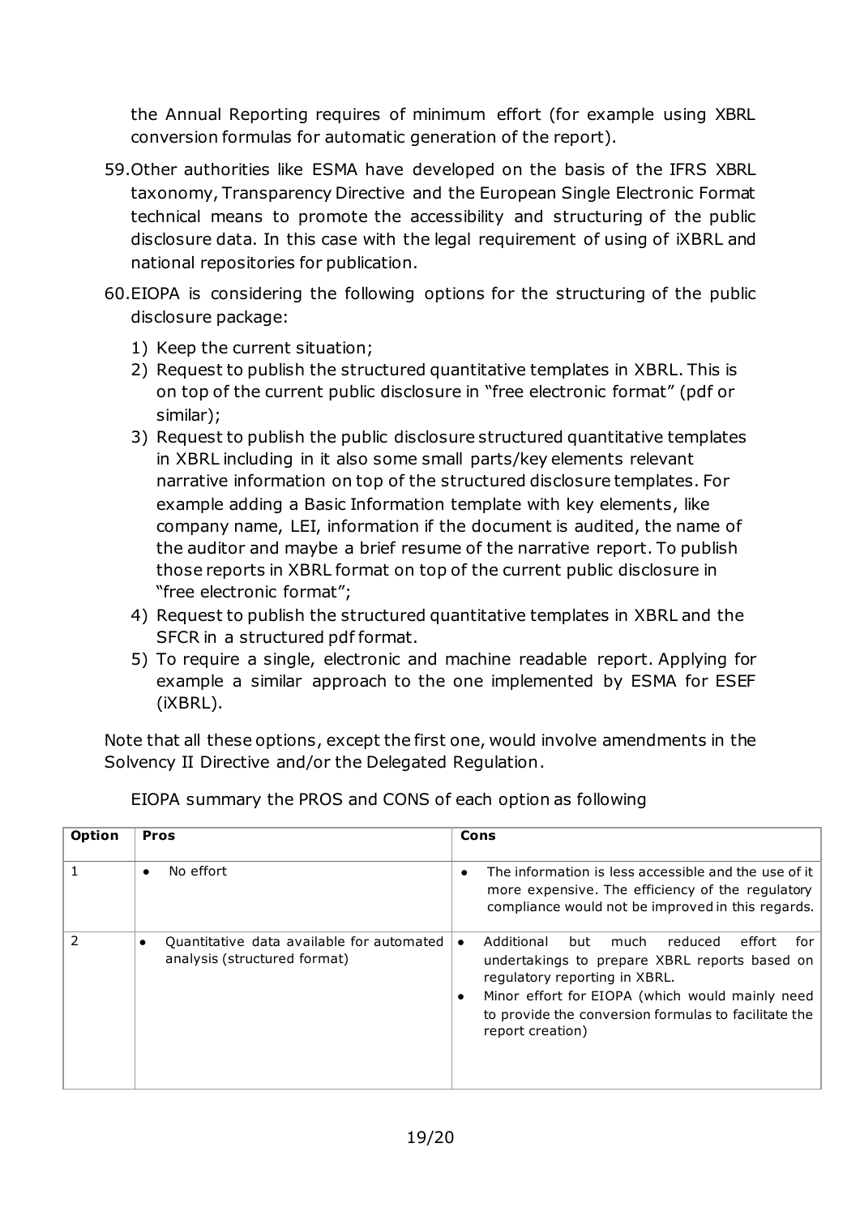the Annual Reporting requires of minimum effort (for example using XBRL conversion formulas for automatic generation of the report).

59. Other authorities like ESMA have developed on the basis of the IFRS XBRL taxonomy, Transparency Directive and the European Single Electronic Format technical means to promote the accessibility and structuring of the public disclosure data. In this case with the legal requirement of using of iXBRL and national repositories for publication.

60. EIOPA is considering the following options for the structuring of the public disclosure package:

   1) Keep the current situation;
   2) Request to publish the structured quantitative templates in XBRL. This is on top of the current public disclosure in "free electronic format" (pdf or similar);
   3) Request to publish the public disclosure structured quantitative templates in XBRL including in it also some small parts/key elements relevant narrative information on top of the structured disclosure templates. For example adding a Basic Information template with key elements, like company name, LEI, information if the document is audited, the name of the auditor and maybe a brief resume of the narrative report. To publish those reports in XBRL format on top of the current public disclosure in "free electronic format";
   4) Request to publish the structured quantitative templates in XBRL and the SFCR in a structured pdf format.
   5) To require a single, electronic and machine readable report. Applying for example a similar approach to the one implemented by ESMA for ESEF (iXBRL).

Note that all these options, except the first one, would involve amendments in the Solvency II Directive and/or the Delegated Regulation.

EIOPA summary the PROS and CONS of each option as following

| Option | Pros | Cons |
|---|---|---|
| 1 | • No effort | • The information is less accessible and the use of it more expensive. The efficiency of the regulatory compliance would not be improved in this regards. |
| 2 | • Quantitative data available for automated analysis (structured format) | • Additional but much reduced effort for undertakings to prepare XBRL reports based on regulatory reporting in XBRL.<br>• Minor effort for EIOPA (which would mainly need to provide the conversion formulas to facilitate the report creation) |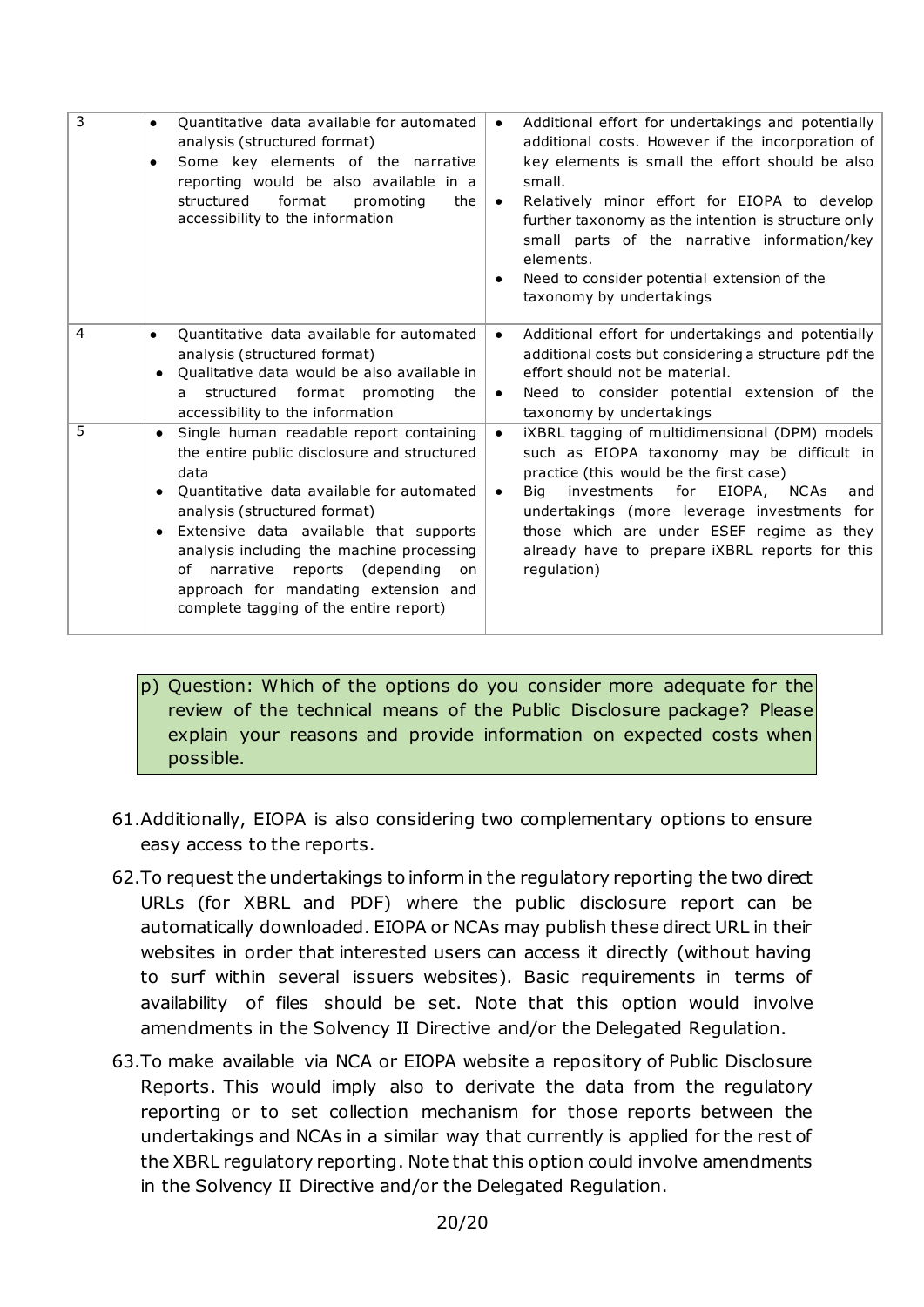| | | |
|---|---|---|
| 3 | • Quantitative data available for automated analysis (structured format)<br>• Some key elements of the narrative reporting would be also available in a structured format promoting the accessibility to the information | • Additional effort for undertakings and potentially additional costs. However if the incorporation of key elements is small the effort should be also small.<br>• Relatively minor effort for EIOPA to develop further taxonomy as the intention is structure only small parts of the narrative information/key elements.<br>• Need to consider potential extension of the taxonomy by undertakings |
| 4 | • Quantitative data available for automated analysis (structured format)<br>• Qualitative data would be also available in a structured format promoting the accessibility to the information | • Additional effort for undertakings and potentially additional costs but considering a structure pdf the effort should not be material.<br>• Need to consider potential extension of the taxonomy by undertakings |
| 5 | • Single human readable report containing the entire public disclosure and structured data<br>• Quantitative data available for automated analysis (structured format)<br>• Extensive data available that supports analysis including the machine processing of narrative reports (depending on approach for mandating extension and complete tagging of the entire report) | • iXBRL tagging of multidimensional (DPM) models such as EIOPA taxonomy may be difficult in practice (this would be the first case)<br>• Big investments for EIOPA, NCAs and undertakings (more leverage investments for those which are under ESEF regime as they already have to prepare iXBRL reports for this regulation) |

p) Question: Which of the options do you consider more adequate for the review of the technical means of the Public Disclosure package? Please explain your reasons and provide information on expected costs when possible.

61. Additionally, EIOPA is also considering two complementary options to ensure easy access to the reports.

62. To request the undertakings to inform in the regulatory reporting the two direct URLs (for XBRL and PDF) where the public disclosure report can be automatically downloaded. EIOPA or NCAs may publish these direct URL in their websites in order that interested users can access it directly (without having to surf within several issuers websites). Basic requirements in terms of availability of files should be set. Note that this option would involve amendments in the Solvency II Directive and/or the Delegated Regulation.

63. To make available via NCA or EIOPA website a repository of Public Disclosure Reports. This would imply also to derivate the data from the regulatory reporting or to set collection mechanism for those reports between the undertakings and NCAs in a similar way that currently is applied for the rest of the XBRL regulatory reporting. Note that this option could involve amendments in the Solvency II Directive and/or the Delegated Regulation.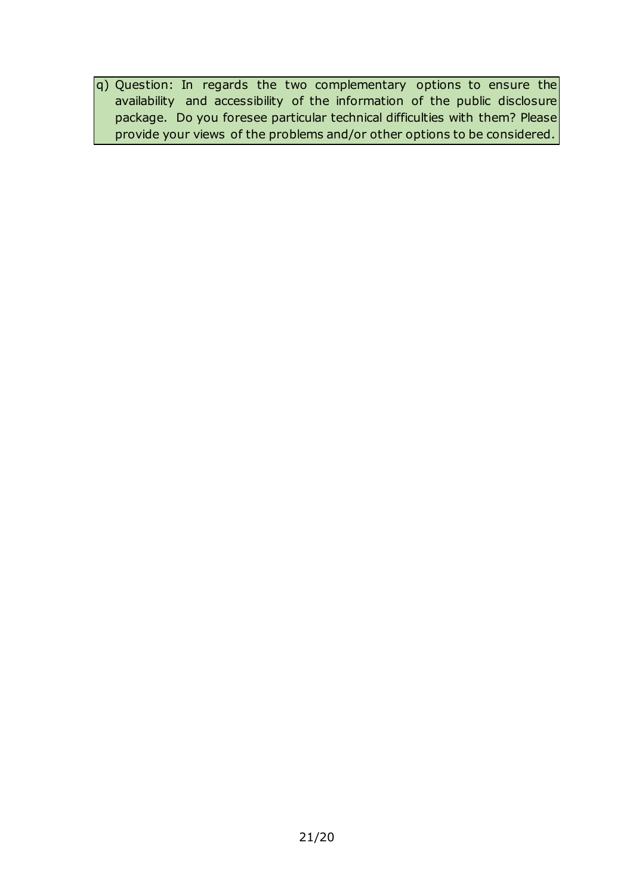q) Question: In regards the two complementary options to ensure the availability and accessibility of the information of the public disclosure package. Do you foresee particular technical difficulties with them? Please provide your views of the problems and/or other options to be considered.